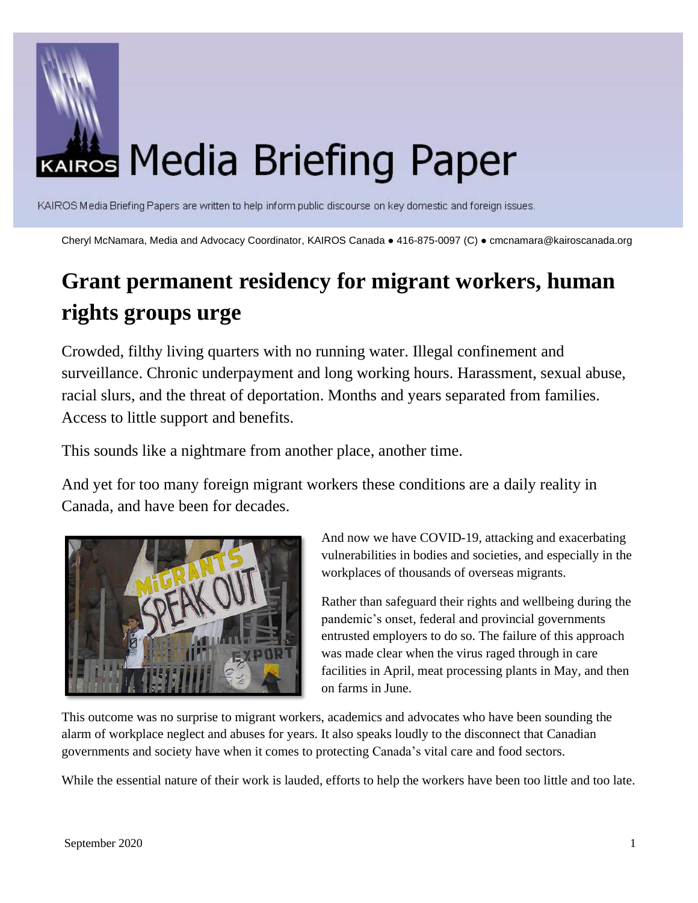# Media Briefing Paper

KAIROS Media Briefing Papers are written to help inform public discourse on key domestic and foreign issues.

Cheryl McNamara, Media and Advocacy Coordinator, KAIROS Canada ● 416-875-0097 (C) ● cmcnamara@kairoscanada.org

## Grant permanent residency for migrant workers, human rights groups urge

Crowded, filthy living quarters with no running water. Illegal confinement and surveillance. Chronic underpayment and long working hours. Harassment, sexual abuse, racial slurs, and the threat of deportation. Months and years separated from families. Access to little support and benefits.

This sounds like a nightmare from another place, another time.

And yet for too many foreign migrant workers these conditions are a daily reality in Canada, and have been for decades.

And now we have COVID-19, attacking and exacerbating vulnerabilities in bodies and societies, and especially in the workplaces of thousands of overseas migrants.

Rather than safeguard their rights and wellbeing during the pandemic's onset, federal and provincial governments entrusted employers to do so. The failure of this approach was made clear when the virus raged through in care facilities in April, meat processing plants in May, and then on farms in June.

This outcome was no surprise to migrant workers, academics and advocates who have been sounding the alarm of workplace neglect and abuses for years. It also speaks loudly to the disconnect that Canadian governments and society have when it comes to protecting Canada's vital care and food sectors.

While the essential nature of their work is lauded, efforts to help the workers have been too little and too late.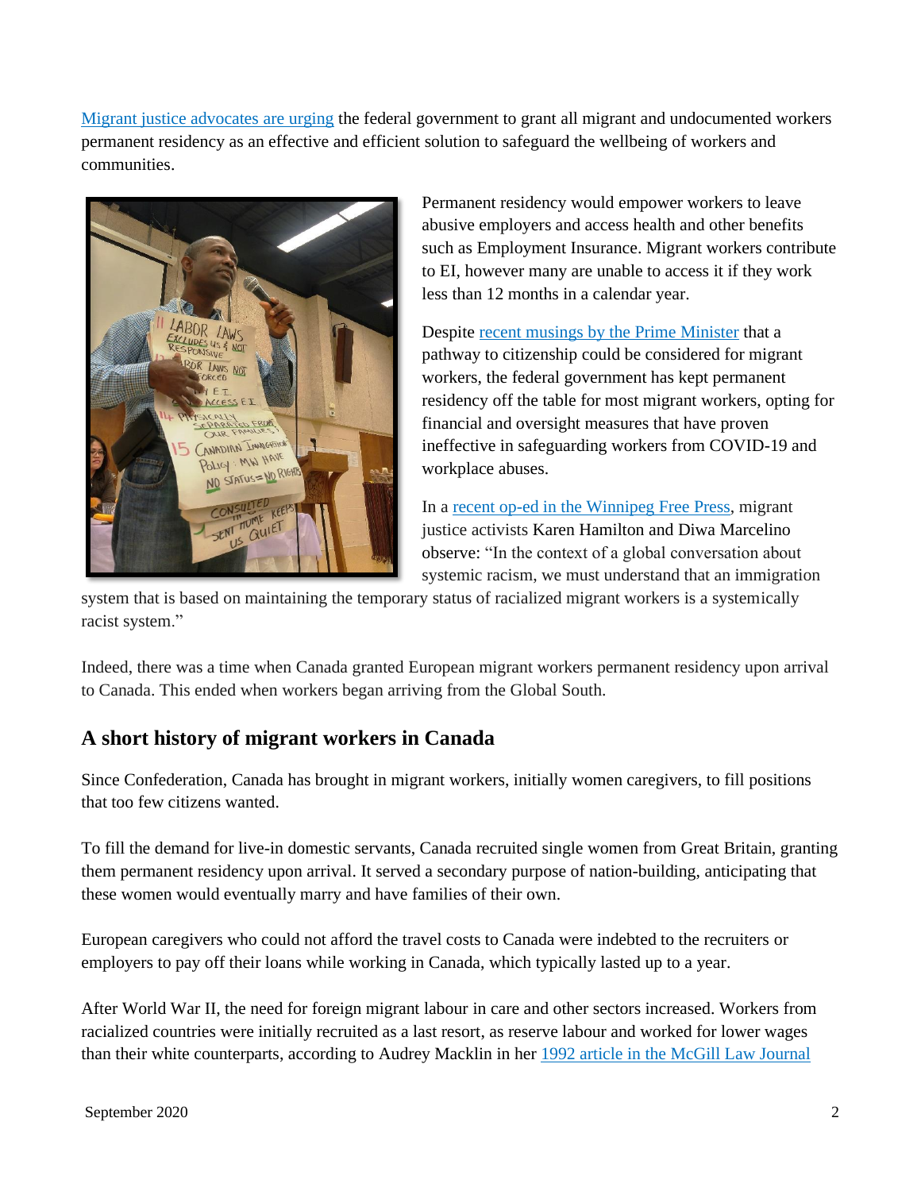Migrant justice advocates are urging the federal government to grant all migrant and undocumented workers permanent residency as an effective and efficient solution to safeguard the wellbeing of workers and communities.

Permanent residency would empower workers to leave abusive employers and access health and other benefits such as Employment Insurance. Migrant workers contribute to EI, however many are unable to access it if they work less than 12 months in a calendar year.

Despite recent musings by the Prime Minister that a pathway to citizenship could be considered for migrant workers, the federal government has kept permanent residency off the table for most migrant workers, opting for financial and oversight measures that have proven ineffective in safeguarding workers from COVID-19 and workplace abuses.

In a recent op-ed in the Winnipeg Free Press, migrant justice activists Karen Hamilton and Diwa Marcelino observe: "In the context of a global conversation about systemic racism, we must understand that an immigration system that is based on maintaining the temporary status of racialized migrant workers is a systemically racist system."

Indeed, there was a time when Canada granted European migrant workers permanent residency upon arrival to Canada. This ended when workers began arriving from the Global South.

## A short history of migrant workers in Canada

Since Confederation, Canada has brought in migrant workers, initially women caregivers, to fill positions that too few citizens wanted.

To fill the demand for live-in domestic servants, Canada recruited single women from Great Britain, granting them permanent residency upon arrival. It served a secondary purpose of nation-building, anticipating that these women would eventually marry and have families of their own.

European caregivers who could not afford the travel costs to Canada were indebted to the recruiters or employers to pay off their loans while working in Canada, which typically lasted up to a year.

After World War II, the need for foreign migrant labour in care and other sectors increased. Workers from racialized countries were initially recruited as a last resort, as reserve labour and worked for lower wages than their white counterparts, according to Audrey Macklin in her 1992 article in the McGill Law Journal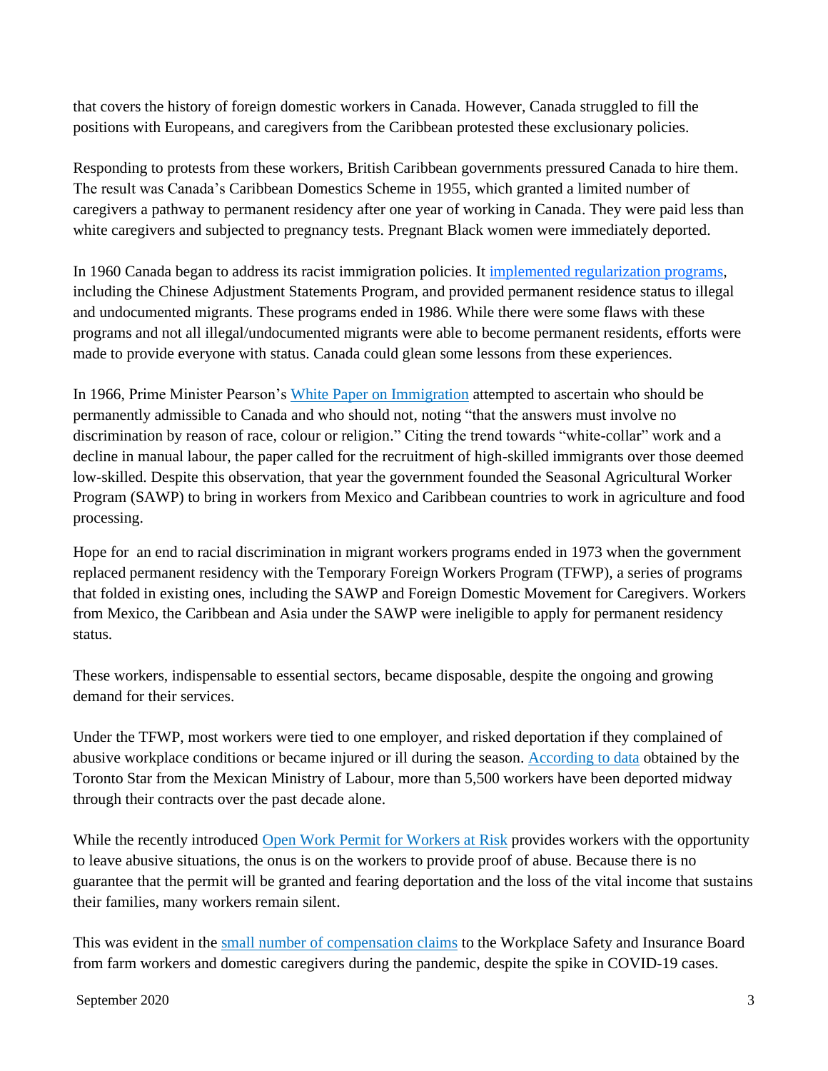that covers the history of foreign domestic workers in Canada. However, Canada struggled to fill the positions with Europeans, and caregivers from the Caribbean protested these exclusionary policies.

Responding to protests from these workers, British Caribbean governments pressured Canada to hire them. The result was Canada's Caribbean Domestics Scheme in 1955, which granted a limited number of caregivers a pathway to permanent residency after one year of working in Canada. They were paid less than white caregivers and subjected to pregnancy tests. Pregnant Black women were immediately deported.

In 1960 Canada began to address its racist immigration policies. It implemented regularization programs, including the Chinese Adjustment Statements Program, and provided permanent residence status to illegal and undocumented migrants. These programs ended in 1986. While there were some flaws with these programs and not all illegal/undocumented migrants were able to become permanent residents, efforts were made to provide everyone with status. Canada could glean some lessons from these experiences.

In 1966, Prime Minister Pearson's White Paper on Immigration attempted to ascertain who should be permanently admissible to Canada and who should not, noting "that the answers must involve no discrimination by reason of race, colour or religion." Citing the trend towards "white-collar" work and a decline in manual labour, the paper called for the recruitment of high-skilled immigrants over those deemed low-skilled. Despite this observation, that year the government founded the Seasonal Agricultural Worker Program (SAWP) to bring in workers from Mexico and Caribbean countries to work in agriculture and food processing.

Hope for an end to racial discrimination in migrant workers programs ended in 1973 when the government replaced permanent residency with the Temporary Foreign Workers Program (TFWP), a series of programs that folded in existing ones, including the SAWP and Foreign Domestic Movement for Caregivers. Workers from Mexico, the Caribbean and Asia under the SAWP were ineligible to apply for permanent residency status.

These workers, indispensable to essential sectors, became disposable, despite the ongoing and growing demand for their services.

Under the TFWP, most workers were tied to one employer, and risked deportation if they complained of abusive workplace conditions or became injured or ill during the season. According to data obtained by the Toronto Star from the Mexican Ministry of Labour, more than 5,500 workers have been deported midway through their contracts over the past decade alone.

While the recently introduced Open Work Permit for Workers at Risk provides workers with the opportunity to leave abusive situations, the onus is on the workers to provide proof of abuse. Because there is no guarantee that the permit will be granted and fearing deportation and the loss of the vital income that sustains their families, many workers remain silent.

This was evident in the small number of compensation claims to the Workplace Safety and Insurance Board from farm workers and domestic caregivers during the pandemic, despite the spike in COVID-19 cases.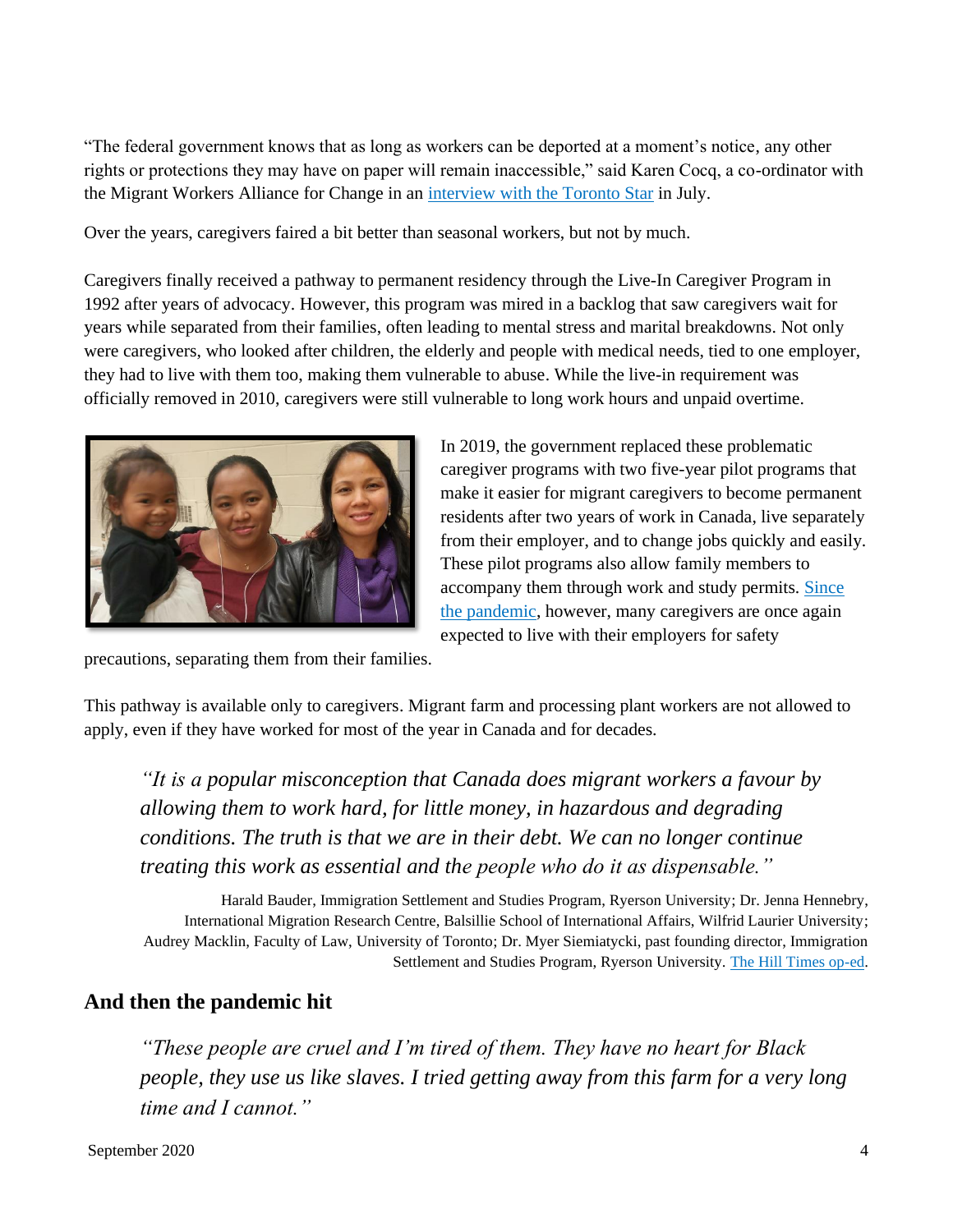"The federal government knows that as long as workers can be deported at a moment's notice, any other rights or protections they may have on paper will remain inaccessible," said Karen Cocq, a co-ordinator with the Migrant Workers Alliance for Change in an interview with the Toronto Star in July.

Over the years, caregivers faired a bit better than seasonal workers, but not by much.

Caregivers finally received a pathway to permanent residency through the Live-In Caregiver Program in 1992 after years of advocacy. However, this program was mired in a backlog that saw caregivers wait for years while separated from their families, often leading to mental stress and marital breakdowns. Not only were caregivers, who looked after children, the elderly and people with medical needs, tied to one employer, they had to live with them too, making them vulnerable to abuse. While the live-in requirement was officially removed in 2010, caregivers were still vulnerable to long work hours and unpaid overtime.

In 2019, the government replaced these problematic caregiver programs with two five-year pilot programs that make it easier for migrant caregivers to become permanent residents after two years of work in Canada, live separately from their employer, and to change jobs quickly and easily. These pilot programs also allow family members to accompany them through work and study permits. Since the pandemic, however, many caregivers are once again expected to live with their employers for safety precautions, separating them from their families.

This pathway is available only to caregivers. Migrant farm and processing plant workers are not allowed to apply, even if they have worked for most of the year in Canada and for decades.

> *"It is a popular misconception that Canada does migrant workers a favour by allowing them to work hard, for little money, in hazardous and degrading conditions. The truth is that we are in their debt. We can no longer continue treating this work as essential and the people who do it as dispensable."*
>
> Harald Bauder, Immigration Settlement and Studies Program, Ryerson University; Dr. Jenna Hennebry, International Migration Research Centre, Balsillie School of International Affairs, Wilfrid Laurier University; Audrey Macklin, Faculty of Law, University of Toronto; Dr. Myer Siemiatycki, past founding director, Immigration Settlement and Studies Program, Ryerson University. The Hill Times op-ed.

## And then the pandemic hit

> *"These people are cruel and I'm tired of them. They have no heart for Black people, they use us like slaves. I tried getting away from this farm for a very long time and I cannot."*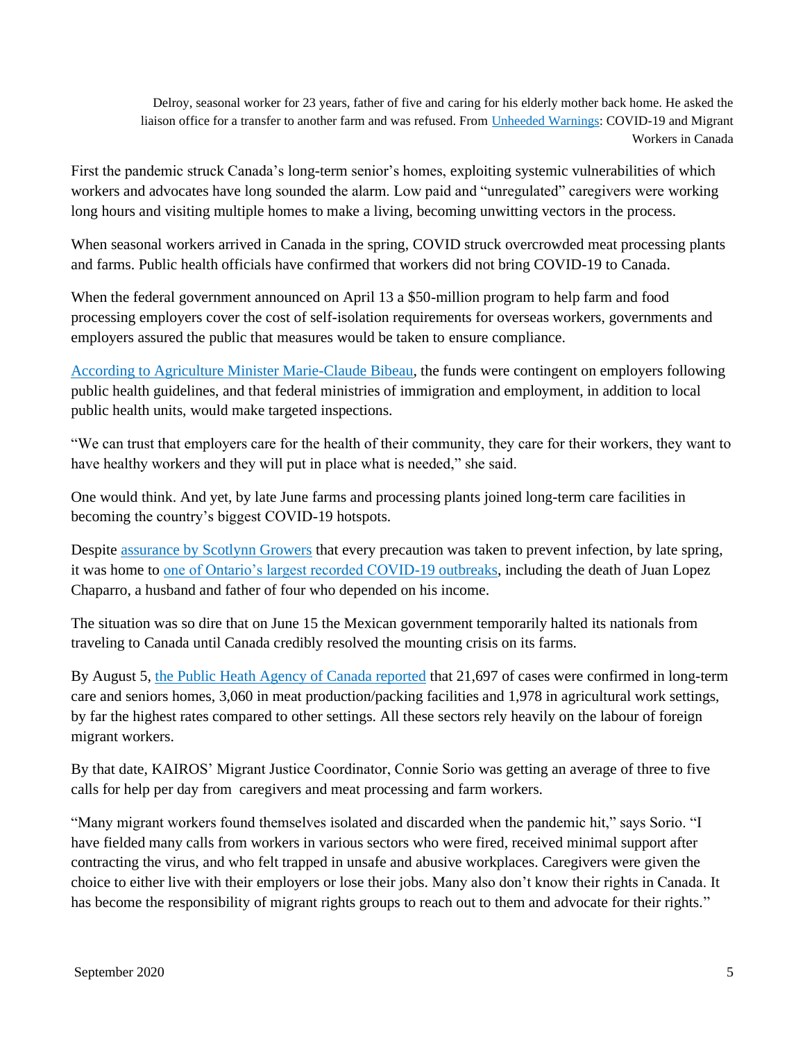Delroy, seasonal worker for 23 years, father of five and caring for his elderly mother back home. He asked the liaison office for a transfer to another farm and was refused. From [Unheeded Warnings](): COVID-19 and Migrant Workers in Canada

First the pandemic struck Canada's long-term senior's homes, exploiting systemic vulnerabilities of which workers and advocates have long sounded the alarm. Low paid and "unregulated" caregivers were working long hours and visiting multiple homes to make a living, becoming unwitting vectors in the process.

When seasonal workers arrived in Canada in the spring, COVID struck overcrowded meat processing plants and farms. Public health officials have confirmed that workers did not bring COVID-19 to Canada.

When the federal government announced on April 13 a $50-million program to help farm and food processing employers cover the cost of self-isolation requirements for overseas workers, governments and employers assured the public that measures would be taken to ensure compliance.

[According to Agriculture Minister Marie-Claude Bibeau](), the funds were contingent on employers following public health guidelines, and that federal ministries of immigration and employment, in addition to local public health units, would make targeted inspections.

"We can trust that employers care for the health of their community, they care for their workers, they want to have healthy workers and they will put in place what is needed," she said.

One would think. And yet, by late June farms and processing plants joined long-term care facilities in becoming the country's biggest COVID-19 hotspots.

Despite [assurance by Scotlynn Growers]() that every precaution was taken to prevent infection, by late spring, it was home to [one of Ontario's largest recorded COVID-19 outbreaks](), including the death of Juan Lopez Chaparro, a husband and father of four who depended on his income.

The situation was so dire that on June 15 the Mexican government temporarily halted its nationals from traveling to Canada until Canada credibly resolved the mounting crisis on its farms.

By August 5, [the Public Heath Agency of Canada reported]() that 21,697 of cases were confirmed in long-term care and seniors homes, 3,060 in meat production/packing facilities and 1,978 in agricultural work settings, by far the highest rates compared to other settings. All these sectors rely heavily on the labour of foreign migrant workers.

By that date, KAIROS' Migrant Justice Coordinator, Connie Sorio was getting an average of three to five calls for help per day from caregivers and meat processing and farm workers.

"Many migrant workers found themselves isolated and discarded when the pandemic hit," says Sorio. "I have fielded many calls from workers in various sectors who were fired, received minimal support after contracting the virus, and who felt trapped in unsafe and abusive workplaces. Caregivers were given the choice to either live with their employers or lose their jobs. Many also don't know their rights in Canada. It has become the responsibility of migrant rights groups to reach out to them and advocate for their rights."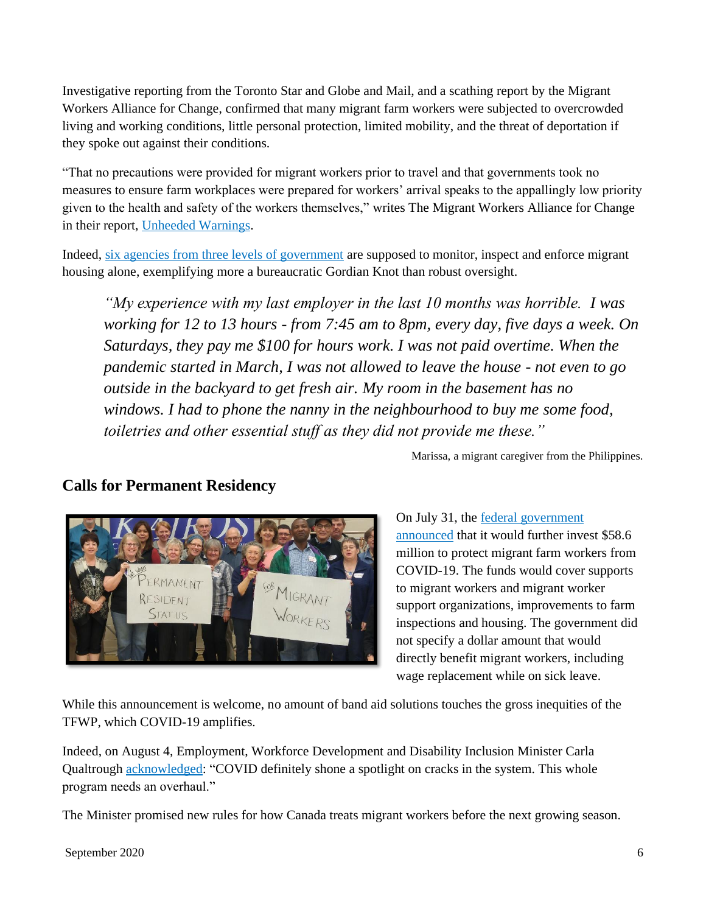Investigative reporting from the Toronto Star and Globe and Mail, and a scathing report by the Migrant Workers Alliance for Change, confirmed that many migrant farm workers were subjected to overcrowded living and working conditions, little personal protection, limited mobility, and the threat of deportation if they spoke out against their conditions.

"That no precautions were provided for migrant workers prior to travel and that governments took no measures to ensure farm workplaces were prepared for workers' arrival speaks to the appallingly low priority given to the health and safety of the workers themselves," writes The Migrant Workers Alliance for Change in their report, Unheeded Warnings.

Indeed, six agencies from three levels of government are supposed to monitor, inspect and enforce migrant housing alone, exemplifying more a bureaucratic Gordian Knot than robust oversight.

> *"My experience with my last employer in the last 10 months was horrible. I was working for 12 to 13 hours - from 7:45 am to 8pm, every day, five days a week. On Saturdays, they pay me $100 for hours work. I was not paid overtime. When the pandemic started in March, I was not allowed to leave the house - not even to go outside in the backyard to get fresh air. My room in the basement has no windows. I had to phone the nanny in the neighbourhood to buy me some food, toiletries and other essential stuff as they did not provide me these."*
>
> Marissa, a migrant caregiver from the Philippines.

## Calls for Permanent Residency

On July 31, the federal government announced that it would further invest $58.6 million to protect migrant farm workers from COVID-19. The funds would cover supports to migrant workers and migrant worker support organizations, improvements to farm inspections and housing. The government did not specify a dollar amount that would directly benefit migrant workers, including wage replacement while on sick leave.

While this announcement is welcome, no amount of band aid solutions touches the gross inequities of the TFWP, which COVID-19 amplifies.

Indeed, on August 4, Employment, Workforce Development and Disability Inclusion Minister Carla Qualtrough acknowledged: "COVID definitely shone a spotlight on cracks in the system. This whole program needs an overhaul."

The Minister promised new rules for how Canada treats migrant workers before the next growing season.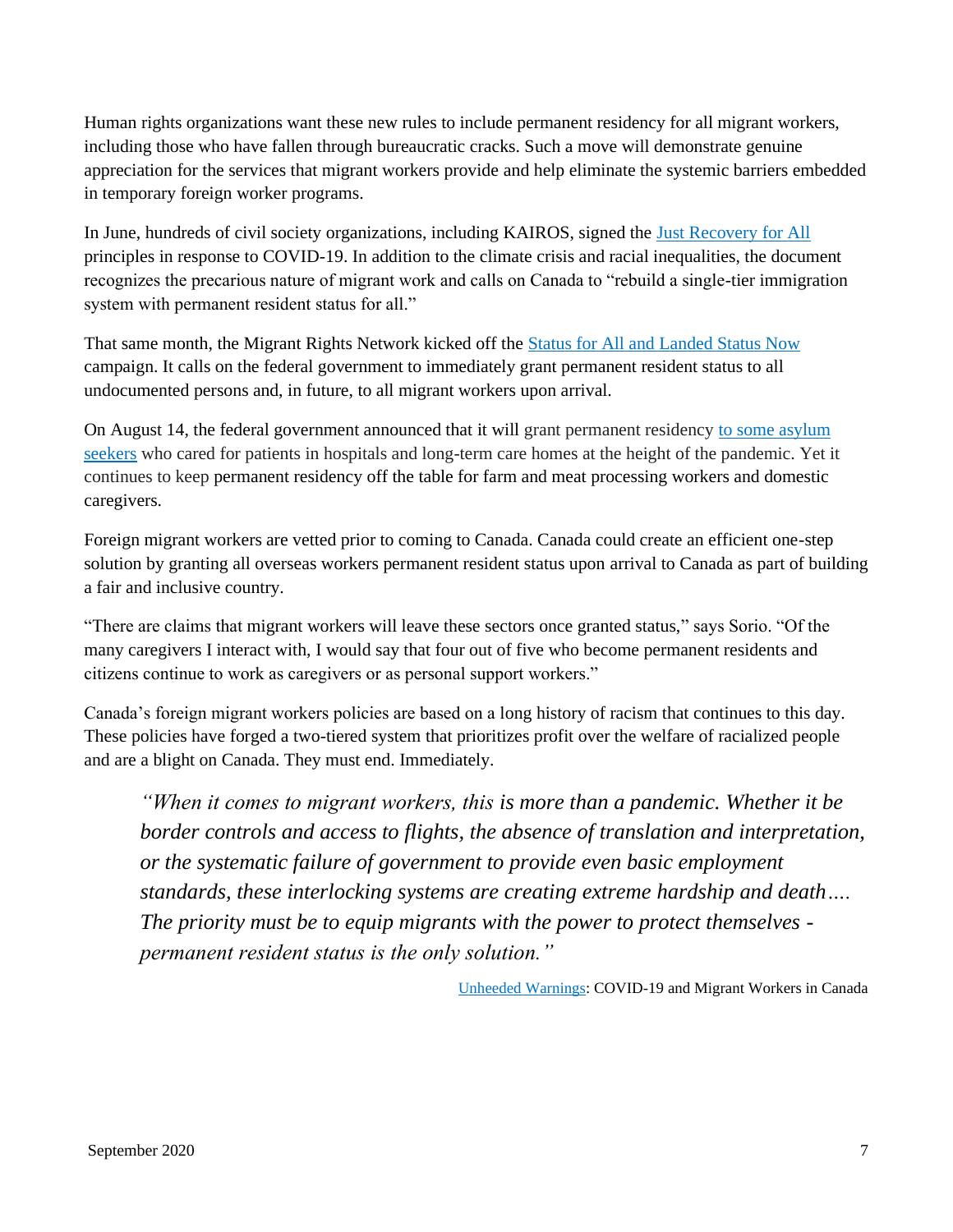Human rights organizations want these new rules to include permanent residency for all migrant workers, including those who have fallen through bureaucratic cracks. Such a move will demonstrate genuine appreciation for the services that migrant workers provide and help eliminate the systemic barriers embedded in temporary foreign worker programs.

In June, hundreds of civil society organizations, including KAIROS, signed the [Just Recovery for All] principles in response to COVID-19. In addition to the climate crisis and racial inequalities, the document recognizes the precarious nature of migrant work and calls on Canada to "rebuild a single-tier immigration system with permanent resident status for all."

That same month, the Migrant Rights Network kicked off the [Status for All and Landed Status Now] campaign. It calls on the federal government to immediately grant permanent resident status to all undocumented persons and, in future, to all migrant workers upon arrival.

On August 14, the federal government announced that it will grant permanent residency [to some asylum seekers] who cared for patients in hospitals and long-term care homes at the height of the pandemic. Yet it continues to keep permanent residency off the table for farm and meat processing workers and domestic caregivers.

Foreign migrant workers are vetted prior to coming to Canada. Canada could create an efficient one-step solution by granting all overseas workers permanent resident status upon arrival to Canada as part of building a fair and inclusive country.

"There are claims that migrant workers will leave these sectors once granted status," says Sorio. "Of the many caregivers I interact with, I would say that four out of five who become permanent residents and citizens continue to work as caregivers or as personal support workers."

Canada's foreign migrant workers policies are based on a long history of racism that continues to this day. These policies have forged a two-tiered system that prioritizes profit over the welfare of racialized people and are a blight on Canada. They must end. Immediately.

> *"When it comes to migrant workers, this is more than a pandemic. Whether it be border controls and access to flights, the absence of translation and interpretation, or the systematic failure of government to provide even basic employment standards, these interlocking systems are creating extreme hardship and death…. The priority must be to equip migrants with the power to protect themselves - permanent resident status is the only solution."*
>
> [Unheeded Warnings]: COVID-19 and Migrant Workers in Canada

September 2020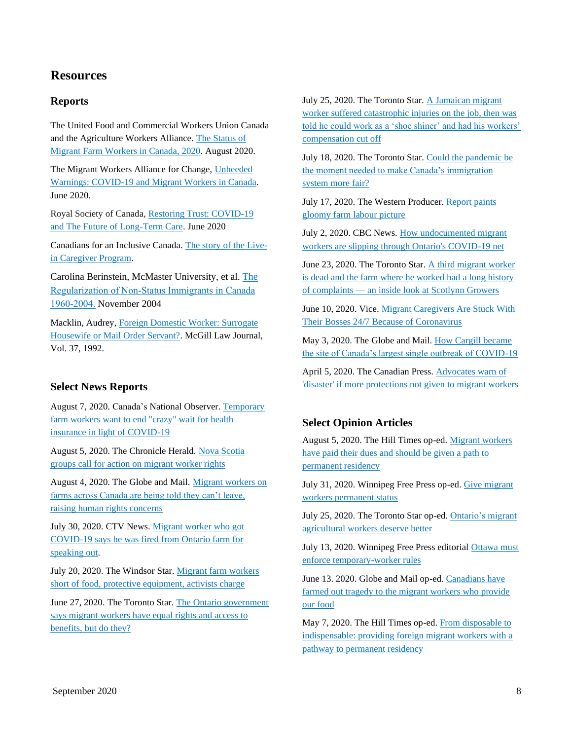# Resources

## Reports

The United Food and Commercial Workers Union Canada and the Agriculture Workers Alliance. The Status of Migrant Farm Workers in Canada, 2020. August 2020.

The Migrant Workers Alliance for Change, Unheeded Warnings: COVID-19 and Migrant Workers in Canada. June 2020.

Royal Society of Canada, Restoring Trust: COVID-19 and The Future of Long-Term Care. June 2020

Canadians for an Inclusive Canada. The story of the Live-in Caregiver Program.

Carolina Berinstein, McMaster University, et al. The Regularization of Non-Status Immigrants in Canada 1960-2004. November 2004

Macklin, Audrey, Foreign Domestic Worker: Surrogate Housewife or Mail Order Servant?. McGill Law Journal, Vol. 37, 1992.

## Select News Reports

August 7, 2020. Canada's National Observer. Temporary farm workers want to end "crazy" wait for health insurance in light of COVID-19

August 5, 2020. The Chronicle Herald. Nova Scotia groups call for action on migrant worker rights

August 4, 2020. The Globe and Mail. Migrant workers on farms across Canada are being told they can't leave, raising human rights concerns

July 30, 2020. CTV News. Migrant worker who got COVID-19 says he was fired from Ontario farm for speaking out.

July 20, 2020. The Windsor Star. Migrant farm workers short of food, protective equipment, activists charge

June 27, 2020. The Toronto Star. The Ontario government says migrant workers have equal rights and access to benefits, but do they?

July 25, 2020. The Toronto Star. A Jamaican migrant worker suffered catastrophic injuries on the job, then was told he could work as a 'shoe shiner' and had his workers' compensation cut off

July 18, 2020. The Toronto Star. Could the pandemic be the moment needed to make Canada's immigration system more fair?

July 17, 2020. The Western Producer. Report paints gloomy farm labour picture

July 2, 2020. CBC News. How undocumented migrant workers are slipping through Ontario's COVID-19 net

June 23, 2020. The Toronto Star. A third migrant worker is dead and the farm where he worked had a long history of complaints — an inside look at Scotlynn Growers

June 10, 2020. Vice. Migrant Caregivers Are Stuck With Their Bosses 24/7 Because of Coronavirus

May 3, 2020. The Globe and Mail. How Cargill became the site of Canada's largest single outbreak of COVID-19

April 5, 2020. The Canadian Press. Advocates warn of 'disaster' if more protections not given to migrant workers

## Select Opinion Articles

August 5, 2020. The Hill Times op-ed. Migrant workers have paid their dues and should be given a path to permanent residency

July 31, 2020. Winnipeg Free Press op-ed. Give migrant workers permanent status

July 25, 2020. The Toronto Star op-ed. Ontario's migrant agricultural workers deserve better

July 13, 2020. Winnipeg Free Press editorial Ottawa must enforce temporary-worker rules

June 13. 2020. Globe and Mail op-ed. Canadians have farmed out tragedy to the migrant workers who provide our food

May 7, 2020. The Hill Times op-ed. From disposable to indispensable: providing foreign migrant workers with a pathway to permanent residency